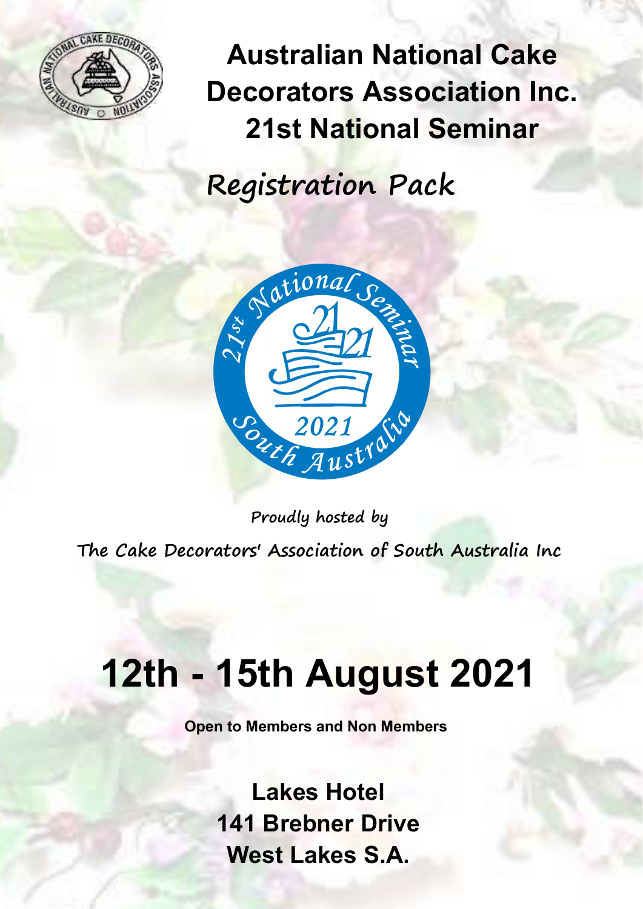# Australian National Cake Decorators Association Inc.

# 21st National Seminar

## Registration Pack

Proudly hosted by

The Cake Decorators' Association of South Australia Inc

# 12th - 15th August 2021

**Open to Members and Non Members**

**Lakes Hotel**
**141 Brebner Drive**
**West Lakes S.A.**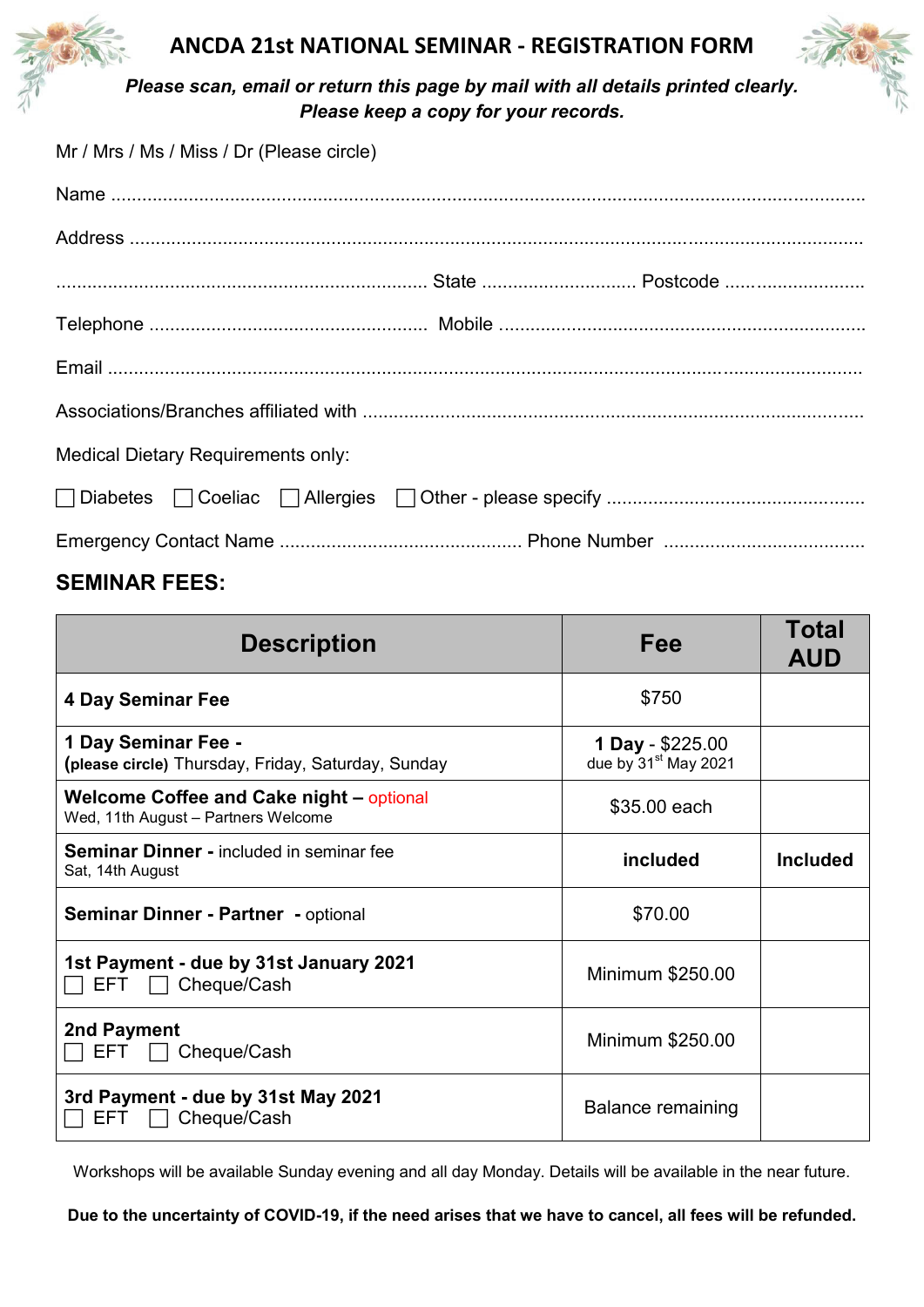# ANCDA 21st NATIONAL SEMINAR - REGISTRATION FORM

***Please scan, email or return this page by mail with all details printed clearly.***
***Please keep a copy for your records.***

Mr / Mrs / Ms / Miss / Dr (Please circle)

Name ..........................................................................................................................................

Address ........................................................................................................................................

....................................................................... State ............................. Postcode ...........................

Telephone ..................................................... Mobile .....................................................................

Email ...........................................................................................................................................

Associations/Branches affiliated with ............................................................................................

Medical Dietary Requirements only:

☐ Diabetes ☐ Coeliac ☐ Allergies ☐ Other - please specify .................................................

Emergency Contact Name ............................................... Phone Number .......................................

## SEMINAR FEES:

| Description | Fee | Total AUD |
|---|---|---|
| **4 Day Seminar Fee** | $750 | |
| **1 Day Seminar Fee -** **(please circle)** Thursday, Friday, Saturday, Sunday | **1 Day** - $225.00 due by 31st May 2021 | |
| **Welcome Coffee and Cake night –** optional Wed, 11th August – Partners Welcome | $35.00 each | |
| **Seminar Dinner -** included in seminar fee Sat, 14th August | **included** | **Included** |
| **Seminar Dinner - Partner** **-** optional | $70.00 | |
| **1st Payment - due by 31st January 2021** ☐ EFT ☐ Cheque/Cash | Minimum $250.00 | |
| **2nd Payment** ☐ EFT ☐ Cheque/Cash | Minimum $250.00 | |
| **3rd Payment - due by 31st May 2021** ☐ EFT ☐ Cheque/Cash | Balance remaining | |

Workshops will be available Sunday evening and all day Monday. Details will be available in the near future.

**Due to the uncertainty of COVID-19, if the need arises that we have to cancel, all fees will be refunded.**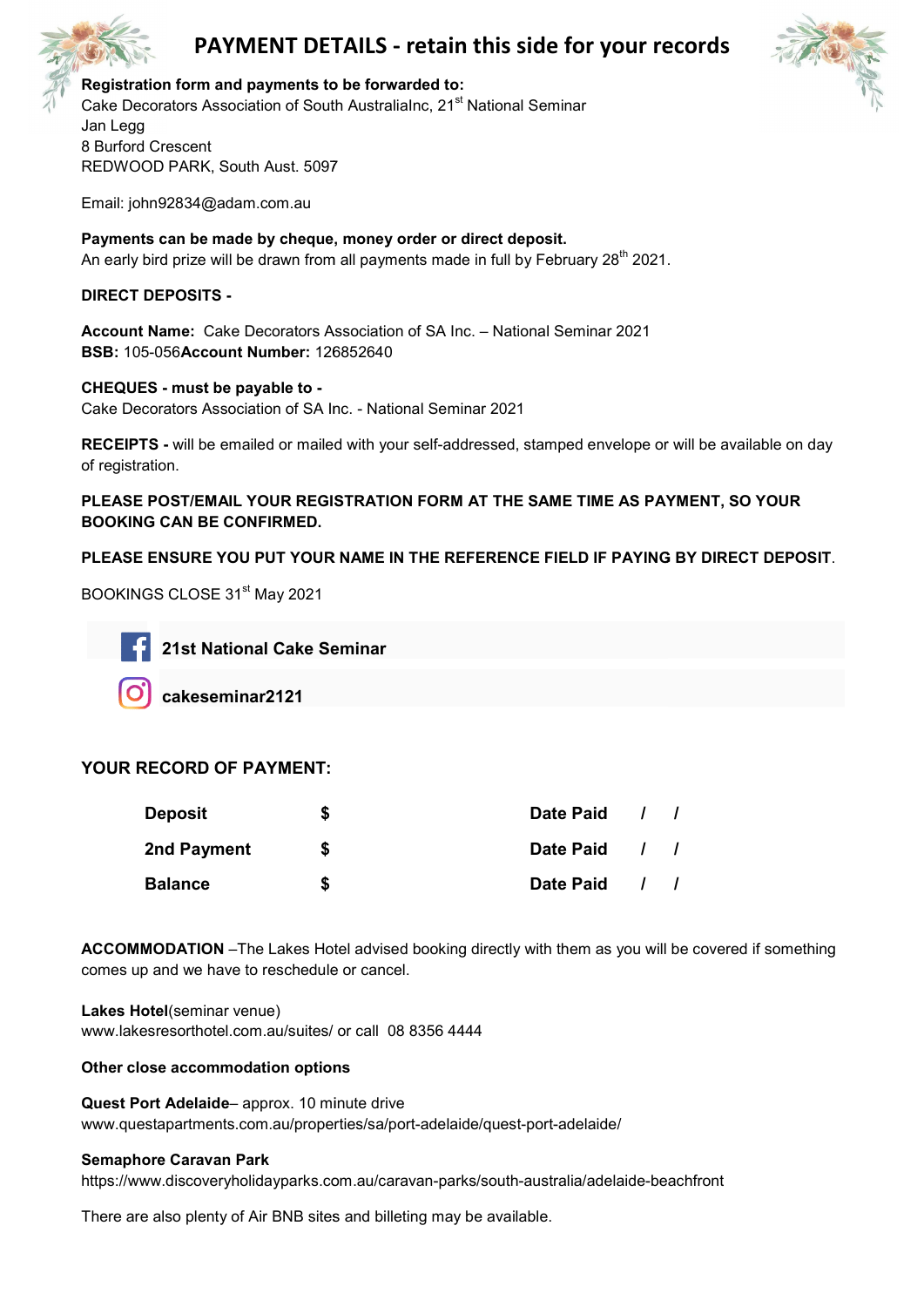# PAYMENT DETAILS - retain this side for your records

**Registration form and payments to be forwarded to:**
Cake Decorators Association of South AustraliaInc, 21st National Seminar
Jan Legg
8 Burford Crescent
REDWOOD PARK, South Aust. 5097

Email: john92834@adam.com.au

**Payments can be made by cheque, money order or direct deposit.**
An early bird prize will be drawn from all payments made in full by February 28th 2021.

**DIRECT DEPOSITS -**

**Account Name:** Cake Decorators Association of SA Inc. – National Seminar 2021
**BSB:** 105-056**Account Number:** 126852640

**CHEQUES - must be payable to -**
Cake Decorators Association of SA Inc. - National Seminar 2021

**RECEIPTS -** will be emailed or mailed with your self-addressed, stamped envelope or will be available on day of registration.

**PLEASE POST/EMAIL YOUR REGISTRATION FORM AT THE SAME TIME AS PAYMENT, SO YOUR BOOKING CAN BE CONFIRMED.**

**PLEASE ENSURE YOU PUT YOUR NAME IN THE REFERENCE FIELD IF PAYING BY DIRECT DEPOSIT**.

BOOKINGS CLOSE 31st May 2021

**21st National Cake Seminar**

**cakeseminar2121**

**YOUR RECORD OF PAYMENT:**

| | | | |
|---|---|---|---|
| **Deposit** | **$** | **Date Paid** | **/ /** |
| **2nd Payment** | **$** | **Date Paid** | **/ /** |
| **Balance** | **$** | **Date Paid** | **/ /** |

**ACCOMMODATION** –The Lakes Hotel advised booking directly with them as you will be covered if something comes up and we have to reschedule or cancel.

**Lakes Hotel**(seminar venue)
www.lakesresorthotel.com.au/suites/ or call 08 8356 4444

**Other close accommodation options**

**Quest Port Adelaide**– approx. 10 minute drive
www.questapartments.com.au/properties/sa/port-adelaide/quest-port-adelaide/

**Semaphore Caravan Park**
https://www.discoveryholidayparks.com.au/caravan-parks/south-australia/adelaide-beachfront

There are also plenty of Air BNB sites and billeting may be available.